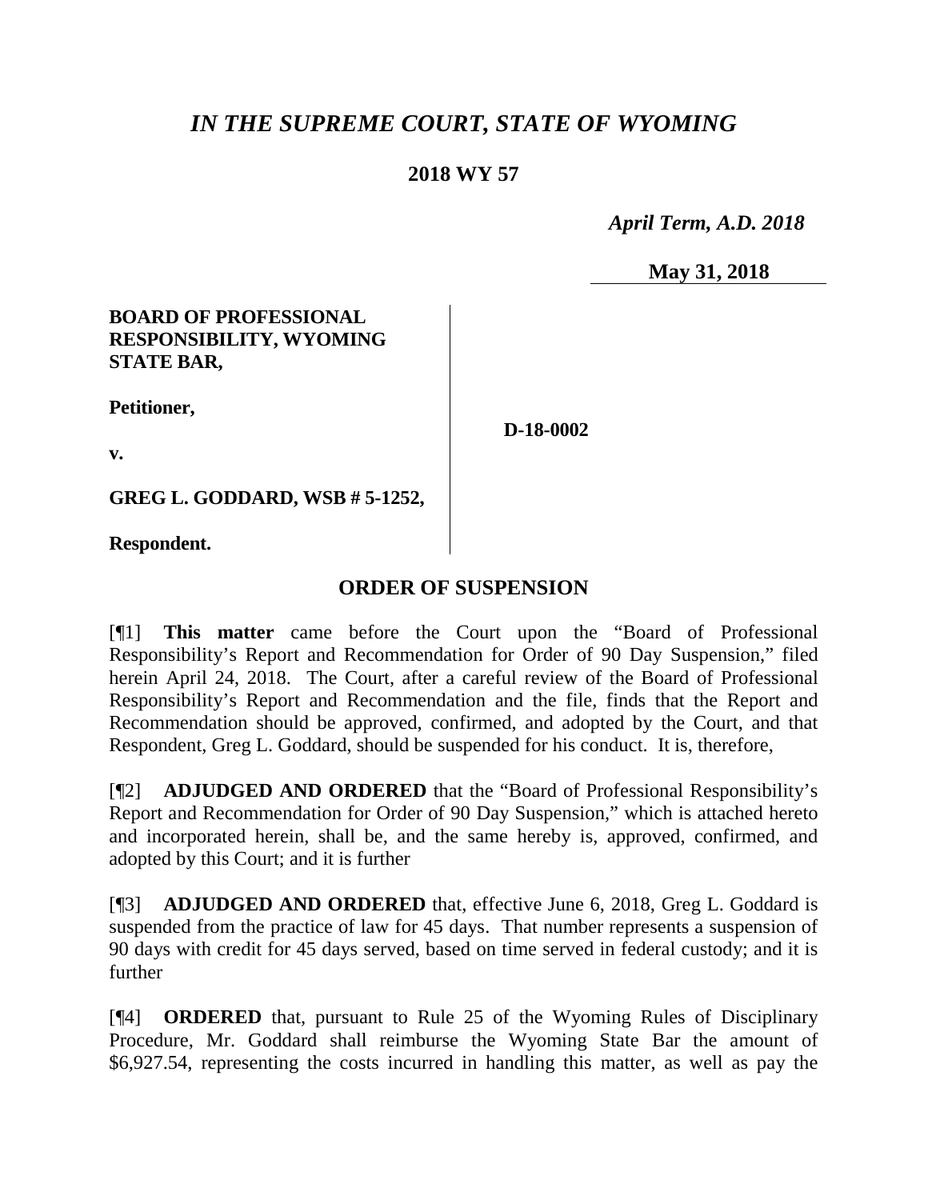# *IN THE SUPREME COURT, STATE OF WYOMING*

**2018 WY 57**

*April Term, A.D. 2018*

**May 31, 2018**

| | |
|---|---|
| **BOARD OF PROFESSIONAL RESPONSIBILITY, WYOMING STATE BAR,**<br><br>**Petitioner,**<br><br>**v.**<br><br>**GREG L. GODDARD, WSB # 5-1252,**<br><br>**Respondent.** | **D-18-0002** |

## ORDER OF SUSPENSION

[¶1] **This matter** came before the Court upon the "Board of Professional Responsibility's Report and Recommendation for Order of 90 Day Suspension," filed herein April 24, 2018. The Court, after a careful review of the Board of Professional Responsibility's Report and Recommendation and the file, finds that the Report and Recommendation should be approved, confirmed, and adopted by the Court, and that Respondent, Greg L. Goddard, should be suspended for his conduct. It is, therefore,

[¶2] **ADJUDGED AND ORDERED** that the "Board of Professional Responsibility's Report and Recommendation for Order of 90 Day Suspension," which is attached hereto and incorporated herein, shall be, and the same hereby is, approved, confirmed, and adopted by this Court; and it is further

[¶3] **ADJUDGED AND ORDERED** that, effective June 6, 2018, Greg L. Goddard is suspended from the practice of law for 45 days. That number represents a suspension of 90 days with credit for 45 days served, based on time served in federal custody; and it is further

[¶4] **ORDERED** that, pursuant to Rule 25 of the Wyoming Rules of Disciplinary Procedure, Mr. Goddard shall reimburse the Wyoming State Bar the amount of $6,927.54, representing the costs incurred in handling this matter, as well as pay the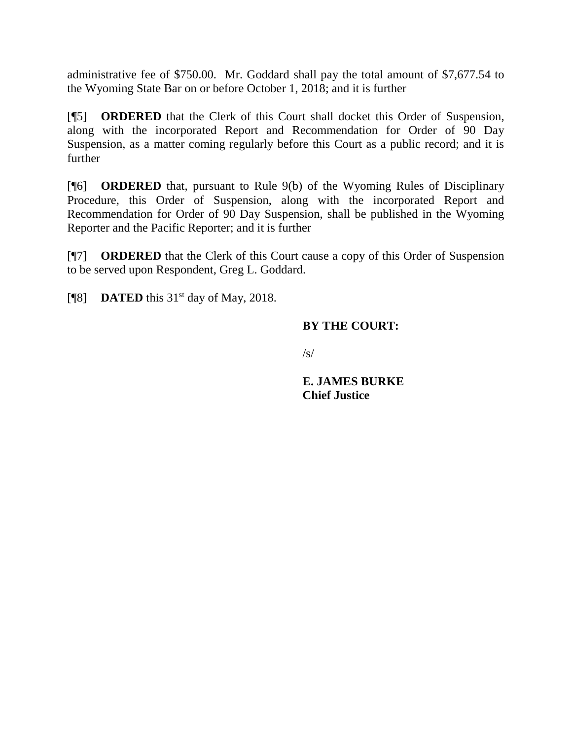administrative fee of $750.00. Mr. Goddard shall pay the total amount of $7,677.54 to the Wyoming State Bar on or before October 1, 2018; and it is further

[¶5] **ORDERED** that the Clerk of this Court shall docket this Order of Suspension, along with the incorporated Report and Recommendation for Order of 90 Day Suspension, as a matter coming regularly before this Court as a public record; and it is further

[¶6] **ORDERED** that, pursuant to Rule 9(b) of the Wyoming Rules of Disciplinary Procedure, this Order of Suspension, along with the incorporated Report and Recommendation for Order of 90 Day Suspension, shall be published in the Wyoming Reporter and the Pacific Reporter; and it is further

[¶7] **ORDERED** that the Clerk of this Court cause a copy of this Order of Suspension to be served upon Respondent, Greg L. Goddard.

[¶8] **DATED** this 31st day of May, 2018.

**BY THE COURT:**

/s/

**E. JAMES BURKE**
**Chief Justice**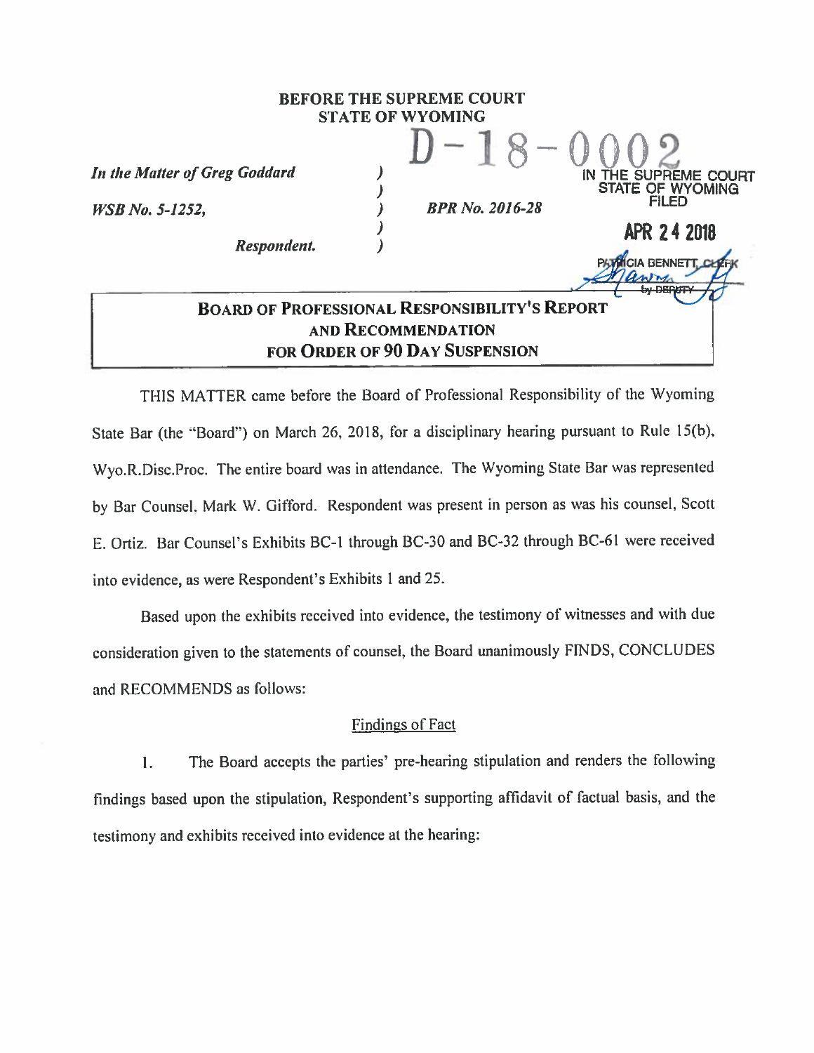**BEFORE THE SUPREME COURT**
**STATE OF WYOMING**

D-18-0002

IN THE SUPREME COURT
STATE OF WYOMING
FILED

APR 24 2018

PATRICIA BENNETT, CLERK
by DEPUTY

| | | |
|---|---|---|
| *In the Matter of Greg Goddard* | ) | |
| | ) | |
| *WSB No. 5-1252,* | ) | *BPR No. 2016-28* |
| | ) | |
| ***Respondent.*** | ) | |

## BOARD OF PROFESSIONAL RESPONSIBILITY'S REPORT AND RECOMMENDATION FOR ORDER OF 90 DAY SUSPENSION

THIS MATTER came before the Board of Professional Responsibility of the Wyoming State Bar (the "Board") on March 26, 2018, for a disciplinary hearing pursuant to Rule 15(b), Wyo.R.Disc.Proc. The entire board was in attendance. The Wyoming State Bar was represented by Bar Counsel, Mark W. Gifford. Respondent was present in person as was his counsel, Scott E. Ortiz. Bar Counsel's Exhibits BC-1 through BC-30 and BC-32 through BC-61 were received into evidence, as were Respondent's Exhibits 1 and 25.

Based upon the exhibits received into evidence, the testimony of witnesses and with due consideration given to the statements of counsel, the Board unanimously FINDS, CONCLUDES and RECOMMENDS as follows:

### Findings of Fact

1. The Board accepts the parties' pre-hearing stipulation and renders the following findings based upon the stipulation, Respondent's supporting affidavit of factual basis, and the testimony and exhibits received into evidence at the hearing: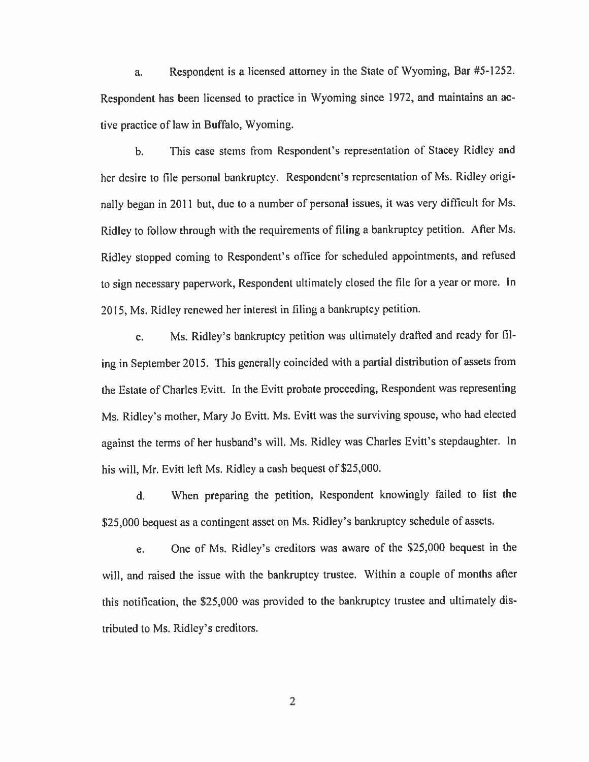a. Respondent is a licensed attorney in the State of Wyoming, Bar #5-1252. Respondent has been licensed to practice in Wyoming since 1972, and maintains an active practice of law in Buffalo, Wyoming.

b. This case stems from Respondent's representation of Stacey Ridley and her desire to file personal bankruptcy. Respondent's representation of Ms. Ridley originally began in 2011 but, due to a number of personal issues, it was very difficult for Ms. Ridley to follow through with the requirements of filing a bankruptcy petition. After Ms. Ridley stopped coming to Respondent's office for scheduled appointments, and refused to sign necessary paperwork, Respondent ultimately closed the file for a year or more. In 2015, Ms. Ridley renewed her interest in filing a bankruptcy petition.

c. Ms. Ridley's bankruptcy petition was ultimately drafted and ready for filing in September 2015. This generally coincided with a partial distribution of assets from the Estate of Charles Evitt. In the Evitt probate proceeding, Respondent was representing Ms. Ridley's mother, Mary Jo Evitt. Ms. Evitt was the surviving spouse, who had elected against the terms of her husband's will. Ms. Ridley was Charles Evitt's stepdaughter. In his will, Mr. Evitt left Ms. Ridley a cash bequest of $25,000.

d. When preparing the petition, Respondent knowingly failed to list the $25,000 bequest as a contingent asset on Ms. Ridley's bankruptcy schedule of assets.

e. One of Ms. Ridley's creditors was aware of the $25,000 bequest in the will, and raised the issue with the bankruptcy trustee. Within a couple of months after this notification, the $25,000 was provided to the bankruptcy trustee and ultimately distributed to Ms. Ridley's creditors.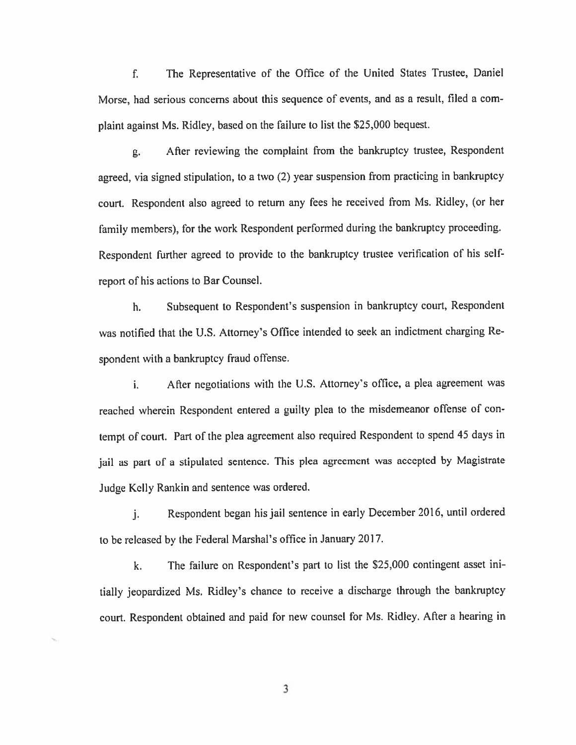f. The Representative of the Office of the United States Trustee, Daniel Morse, had serious concerns about this sequence of events, and as a result, filed a complaint against Ms. Ridley, based on the failure to list the $25,000 bequest.

g. After reviewing the complaint from the bankruptcy trustee, Respondent agreed, via signed stipulation, to a two (2) year suspension from practicing in bankruptcy court. Respondent also agreed to return any fees he received from Ms. Ridley, (or her family members), for the work Respondent performed during the bankruptcy proceeding. Respondent further agreed to provide to the bankruptcy trustee verification of his self-report of his actions to Bar Counsel.

h. Subsequent to Respondent's suspension in bankruptcy court, Respondent was notified that the U.S. Attorney's Office intended to seek an indictment charging Respondent with a bankruptcy fraud offense.

i. After negotiations with the U.S. Attorney's office, a plea agreement was reached wherein Respondent entered a guilty plea to the misdemeanor offense of contempt of court. Part of the plea agreement also required Respondent to spend 45 days in jail as part of a stipulated sentence. This plea agreement was accepted by Magistrate Judge Kelly Rankin and sentence was ordered.

j. Respondent began his jail sentence in early December 2016, until ordered to be released by the Federal Marshal's office in January 2017.

k. The failure on Respondent's part to list the $25,000 contingent asset initially jeopardized Ms. Ridley's chance to receive a discharge through the bankruptcy court. Respondent obtained and paid for new counsel for Ms. Ridley. After a hearing in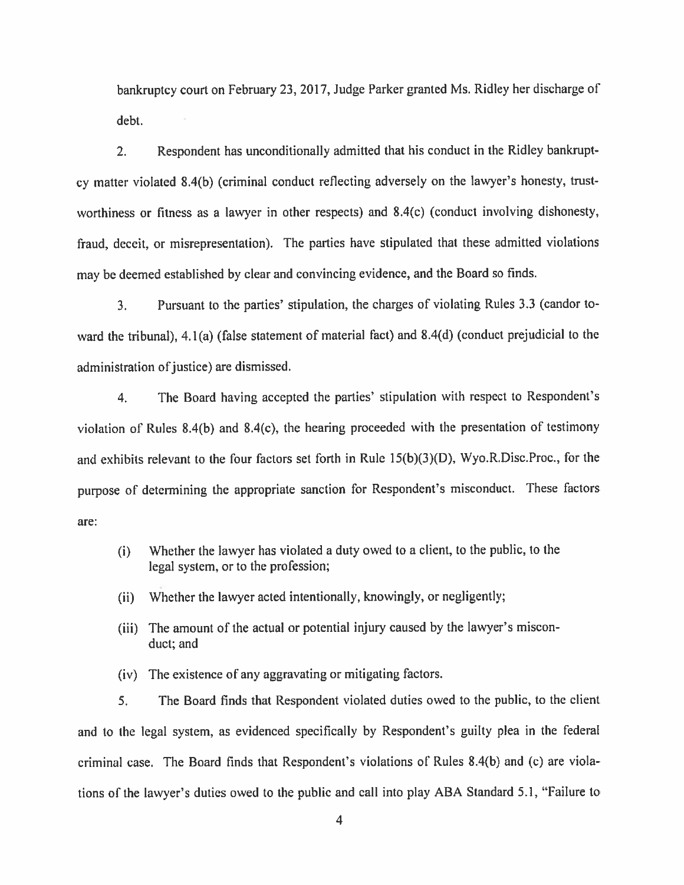bankruptcy court on February 23, 2017, Judge Parker granted Ms. Ridley her discharge of debt.

2. Respondent has unconditionally admitted that his conduct in the Ridley bankruptcy matter violated 8.4(b) (criminal conduct reflecting adversely on the lawyer's honesty, trustworthiness or fitness as a lawyer in other respects) and 8.4(c) (conduct involving dishonesty, fraud, deceit, or misrepresentation). The parties have stipulated that these admitted violations may be deemed established by clear and convincing evidence, and the Board so finds.

3. Pursuant to the parties' stipulation, the charges of violating Rules 3.3 (candor toward the tribunal), 4.1(a) (false statement of material fact) and 8.4(d) (conduct prejudicial to the administration of justice) are dismissed.

4. The Board having accepted the parties' stipulation with respect to Respondent's violation of Rules 8.4(b) and 8.4(c), the hearing proceeded with the presentation of testimony and exhibits relevant to the four factors set forth in Rule 15(b)(3)(D), Wyo.R.Disc.Proc., for the purpose of determining the appropriate sanction for Respondent's misconduct. These factors are:

(i) Whether the lawyer has violated a duty owed to a client, to the public, to the legal system, or to the profession;

(ii) Whether the lawyer acted intentionally, knowingly, or negligently;

(iii) The amount of the actual or potential injury caused by the lawyer's misconduct; and

(iv) The existence of any aggravating or mitigating factors.

5. The Board finds that Respondent violated duties owed to the public, to the client and to the legal system, as evidenced specifically by Respondent's guilty plea in the federal criminal case. The Board finds that Respondent's violations of Rules 8.4(b) and (c) are violations of the lawyer's duties owed to the public and call into play ABA Standard 5.1, "Failure to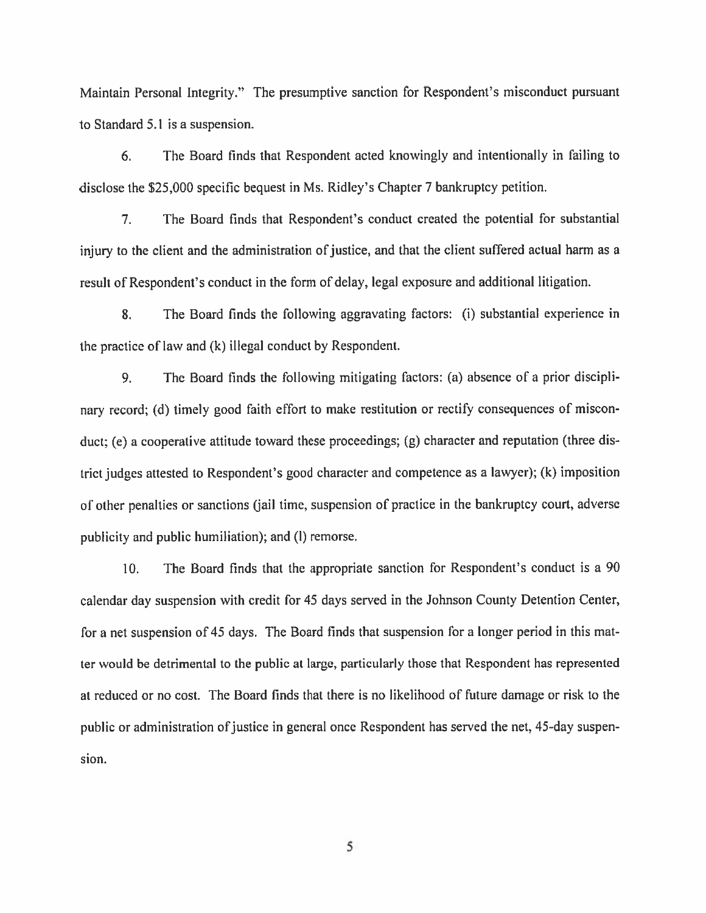Maintain Personal Integrity." The presumptive sanction for Respondent's misconduct pursuant to Standard 5.1 is a suspension.

6. The Board finds that Respondent acted knowingly and intentionally in failing to disclose the $25,000 specific bequest in Ms. Ridley's Chapter 7 bankruptcy petition.

7. The Board finds that Respondent's conduct created the potential for substantial injury to the client and the administration of justice, and that the client suffered actual harm as a result of Respondent's conduct in the form of delay, legal exposure and additional litigation.

8. The Board finds the following aggravating factors: (i) substantial experience in the practice of law and (k) illegal conduct by Respondent.

9. The Board finds the following mitigating factors: (a) absence of a prior disciplinary record; (d) timely good faith effort to make restitution or rectify consequences of misconduct; (e) a cooperative attitude toward these proceedings; (g) character and reputation (three district judges attested to Respondent's good character and competence as a lawyer); (k) imposition of other penalties or sanctions (jail time, suspension of practice in the bankruptcy court, adverse publicity and public humiliation); and (l) remorse.

10. The Board finds that the appropriate sanction for Respondent's conduct is a 90 calendar day suspension with credit for 45 days served in the Johnson County Detention Center, for a net suspension of 45 days. The Board finds that suspension for a longer period in this matter would be detrimental to the public at large, particularly those that Respondent has represented at reduced or no cost. The Board finds that there is no likelihood of future damage or risk to the public or administration of justice in general once Respondent has served the net, 45-day suspension.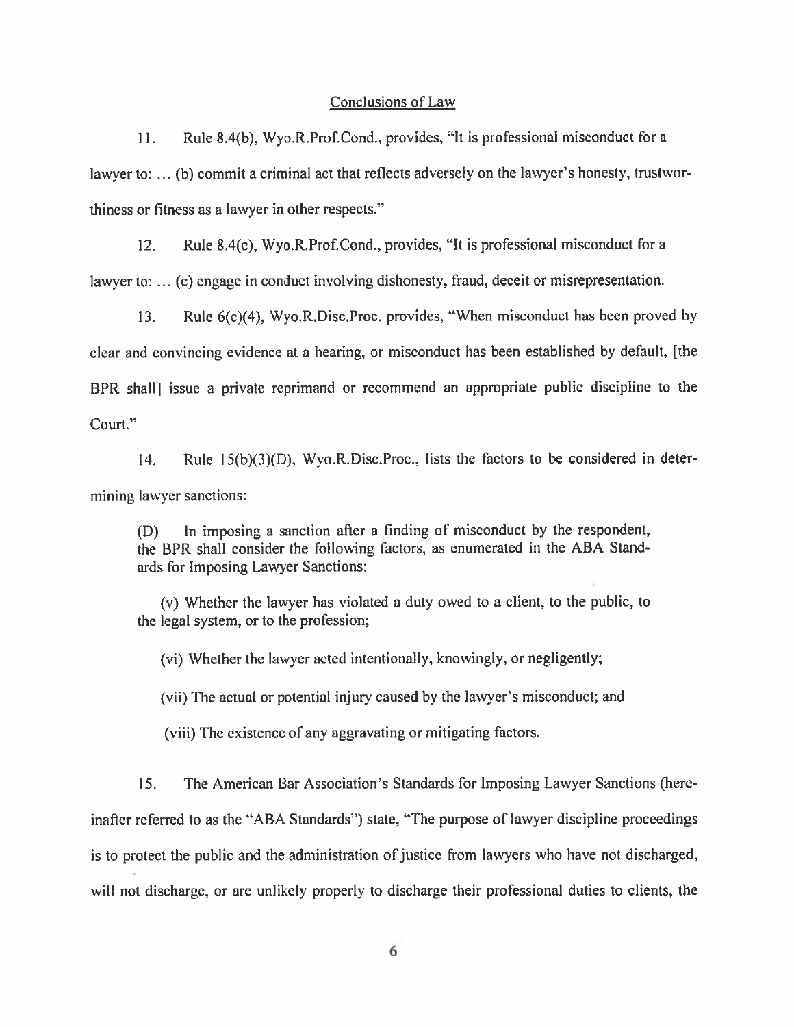## Conclusions of Law

11. Rule 8.4(b), Wyo.R.Prof.Cond., provides, "It is professional misconduct for a lawyer to: ... (b) commit a criminal act that reflects adversely on the lawyer's honesty, trustworthiness or fitness as a lawyer in other respects."

12. Rule 8.4(c), Wyo.R.Prof.Cond., provides, "It is professional misconduct for a lawyer to: ... (c) engage in conduct involving dishonesty, fraud, deceit or misrepresentation.

13. Rule 6(c)(4), Wyo.R.Disc.Proc. provides, "When misconduct has been proved by clear and convincing evidence at a hearing, or misconduct has been established by default, [the BPR shall] issue a private reprimand or recommend an appropriate public discipline to the Court."

14. Rule 15(b)(3)(D), Wyo.R.Disc.Proc., lists the factors to be considered in determining lawyer sanctions:

> (D) In imposing a sanction after a finding of misconduct by the respondent, the BPR shall consider the following factors, as enumerated in the ABA Standards for Imposing Lawyer Sanctions:
>
> (v) Whether the lawyer has violated a duty owed to a client, to the public, to the legal system, or to the profession;
>
> (vi) Whether the lawyer acted intentionally, knowingly, or negligently;
>
> (vii) The actual or potential injury caused by the lawyer's misconduct; and
>
> (viii) The existence of any aggravating or mitigating factors.

15. The American Bar Association's Standards for Imposing Lawyer Sanctions (hereinafter referred to as the "ABA Standards") state, "The purpose of lawyer discipline proceedings is to protect the public and the administration of justice from lawyers who have not discharged, will not discharge, or are unlikely properly to discharge their professional duties to clients, the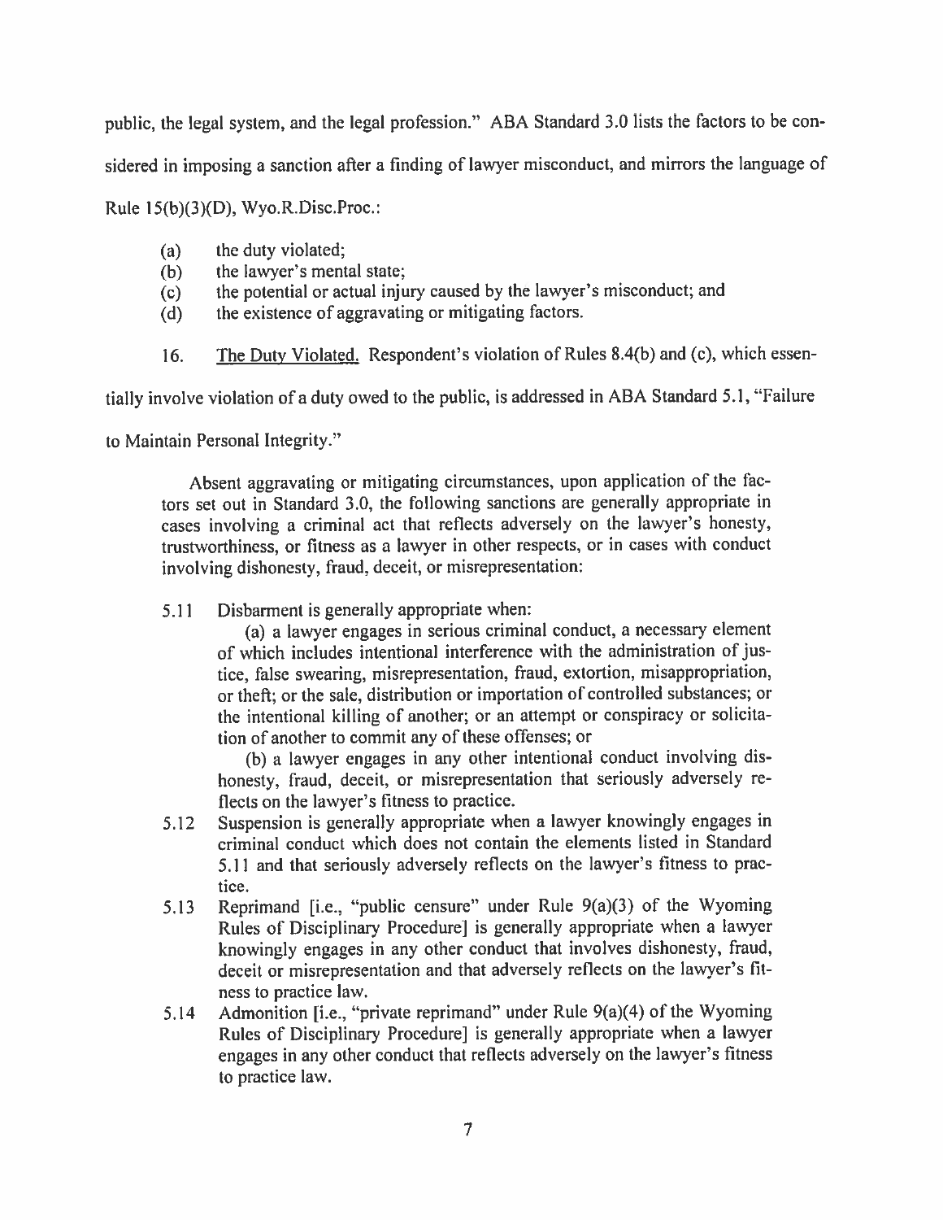public, the legal system, and the legal profession." ABA Standard 3.0 lists the factors to be considered in imposing a sanction after a finding of lawyer misconduct, and mirrors the language of Rule 15(b)(3)(D), Wyo.R.Disc.Proc.:

- (a) the duty violated;
- (b) the lawyer's mental state;
- (c) the potential or actual injury caused by the lawyer's misconduct; and
- (d) the existence of aggravating or mitigating factors.

16. The Duty Violated. Respondent's violation of Rules 8.4(b) and (c), which essentially involve violation of a duty owed to the public, is addressed in ABA Standard 5.1, "Failure to Maintain Personal Integrity."

> Absent aggravating or mitigating circumstances, upon application of the factors set out in Standard 3.0, the following sanctions are generally appropriate in cases involving a criminal act that reflects adversely on the lawyer's honesty, trustworthiness, or fitness as a lawyer in other respects, or in cases with conduct involving dishonesty, fraud, deceit, or misrepresentation:
>
> 5.11 Disbarment is generally appropriate when:
>
> (a) a lawyer engages in serious criminal conduct, a necessary element of which includes intentional interference with the administration of justice, false swearing, misrepresentation, fraud, extortion, misappropriation, or theft; or the sale, distribution or importation of controlled substances; or the intentional killing of another; or an attempt or conspiracy or solicitation of another to commit any of these offenses; or
>
> (b) a lawyer engages in any other intentional conduct involving dishonesty, fraud, deceit, or misrepresentation that seriously adversely reflects on the lawyer's fitness to practice.
>
> 5.12 Suspension is generally appropriate when a lawyer knowingly engages in criminal conduct which does not contain the elements listed in Standard 5.11 and that seriously adversely reflects on the lawyer's fitness to practice.
>
> 5.13 Reprimand [i.e., "public censure" under Rule 9(a)(3) of the Wyoming Rules of Disciplinary Procedure] is generally appropriate when a lawyer knowingly engages in any other conduct that involves dishonesty, fraud, deceit or misrepresentation and that adversely reflects on the lawyer's fitness to practice law.
>
> 5.14 Admonition [i.e., "private reprimand" under Rule 9(a)(4) of the Wyoming Rules of Disciplinary Procedure] is generally appropriate when a lawyer engages in any other conduct that reflects adversely on the lawyer's fitness to practice law.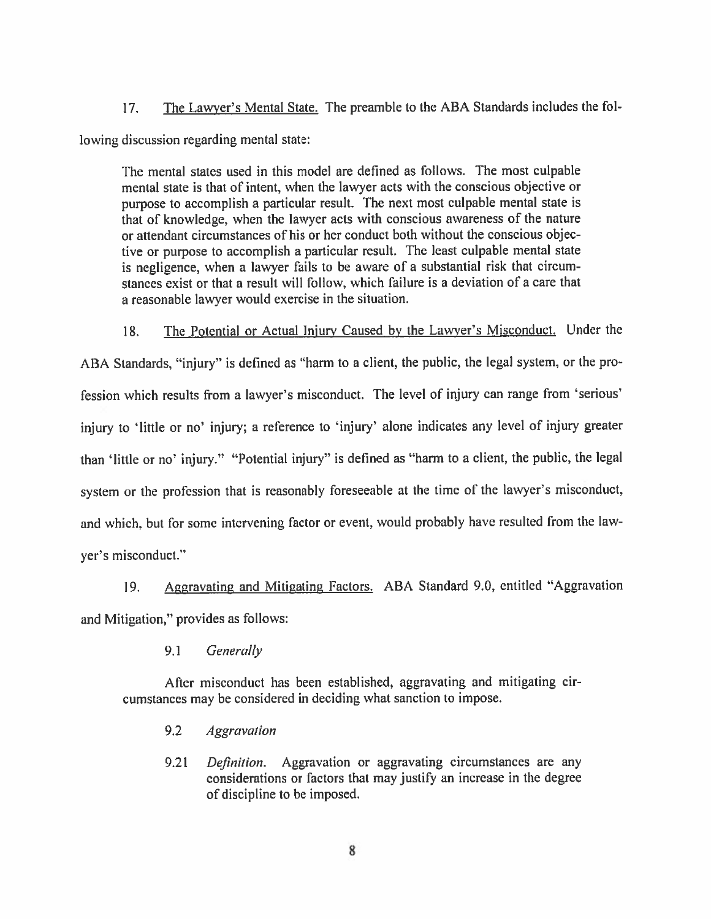17. <u>The Lawyer's Mental State.</u> The preamble to the ABA Standards includes the following discussion regarding mental state:

> The mental states used in this model are defined as follows. The most culpable mental state is that of intent, when the lawyer acts with the conscious objective or purpose to accomplish a particular result. The next most culpable mental state is that of knowledge, when the lawyer acts with conscious awareness of the nature or attendant circumstances of his or her conduct both without the conscious objective or purpose to accomplish a particular result. The least culpable mental state is negligence, when a lawyer fails to be aware of a substantial risk that circumstances exist or that a result will follow, which failure is a deviation of a care that a reasonable lawyer would exercise in the situation.

18. <u>The Potential or Actual Injury Caused by the Lawyer's Misconduct.</u> Under the ABA Standards, "injury" is defined as "harm to a client, the public, the legal system, or the profession which results from a lawyer's misconduct. The level of injury can range from 'serious' injury to 'little or no' injury; a reference to 'injury' alone indicates any level of injury greater than 'little or no' injury." "Potential injury" is defined as "harm to a client, the public, the legal system or the profession that is reasonably foreseeable at the time of the lawyer's misconduct, and which, but for some intervening factor or event, would probably have resulted from the lawyer's misconduct."

19. <u>Aggravating and Mitigating Factors.</u> ABA Standard 9.0, entitled "Aggravation and Mitigation," provides as follows:

> 9.1 *Generally*
>
> After misconduct has been established, aggravating and mitigating circumstances may be considered in deciding what sanction to impose.
>
> 9.2 *Aggravation*
>
> 9.21 *Definition.* Aggravation or aggravating circumstances are any considerations or factors that may justify an increase in the degree of discipline to be imposed.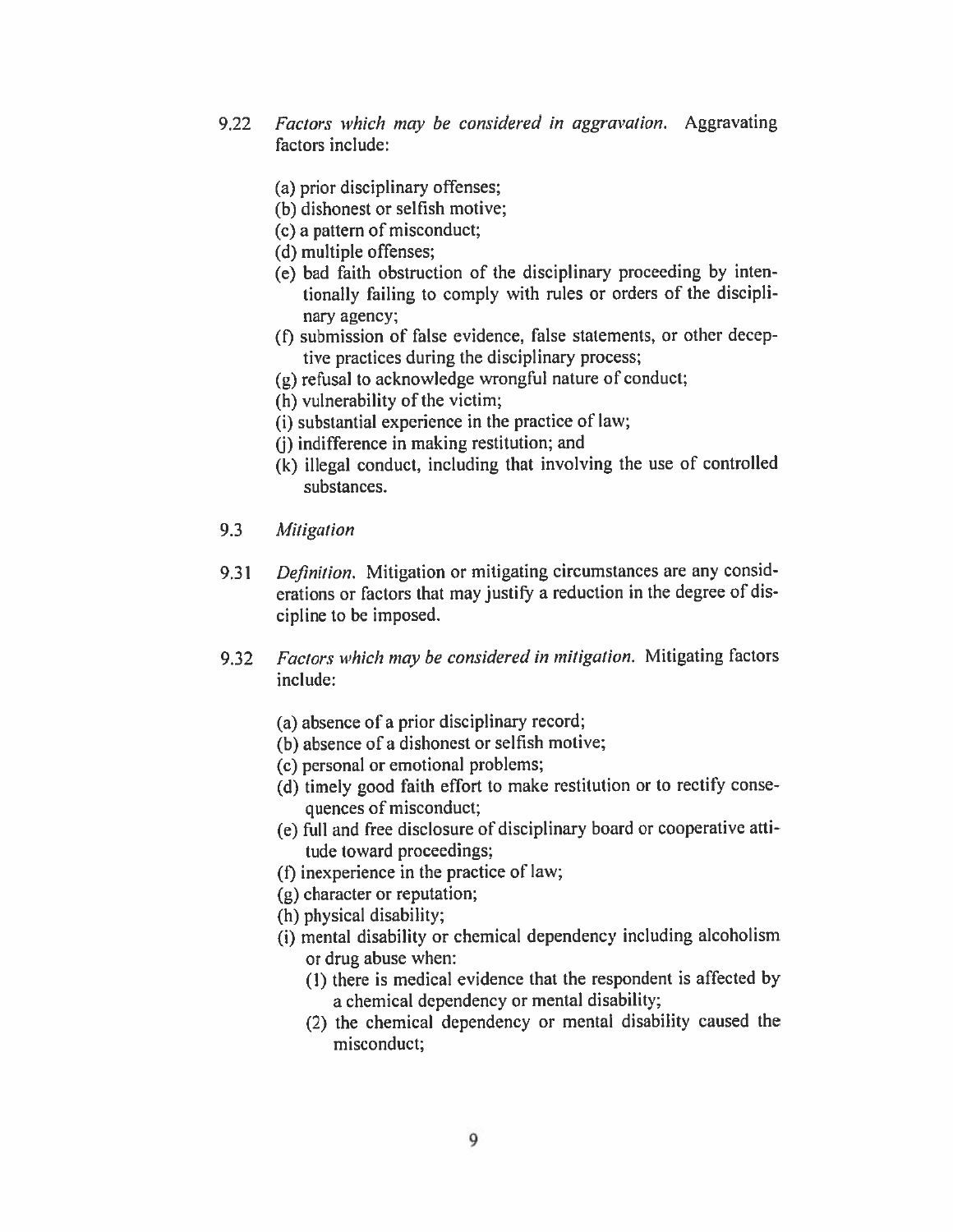9.22 *Factors which may be considered in aggravation.* Aggravating factors include:

(a) prior disciplinary offenses;
(b) dishonest or selfish motive;
(c) a pattern of misconduct;
(d) multiple offenses;
(e) bad faith obstruction of the disciplinary proceeding by intentionally failing to comply with rules or orders of the disciplinary agency;
(f) submission of false evidence, false statements, or other deceptive practices during the disciplinary process;
(g) refusal to acknowledge wrongful nature of conduct;
(h) vulnerability of the victim;
(i) substantial experience in the practice of law;
(j) indifference in making restitution; and
(k) illegal conduct, including that involving the use of controlled substances.

9.3 *Mitigation*

9.31 *Definition.* Mitigation or mitigating circumstances are any considerations or factors that may justify a reduction in the degree of discipline to be imposed.

9.32 *Factors which may be considered in mitigation.* Mitigating factors include:

(a) absence of a prior disciplinary record;
(b) absence of a dishonest or selfish motive;
(c) personal or emotional problems;
(d) timely good faith effort to make restitution or to rectify consequences of misconduct;
(e) full and free disclosure of disciplinary board or cooperative attitude toward proceedings;
(f) inexperience in the practice of law;
(g) character or reputation;
(h) physical disability;
(i) mental disability or chemical dependency including alcoholism or drug abuse when:
  (1) there is medical evidence that the respondent is affected by a chemical dependency or mental disability;
  (2) the chemical dependency or mental disability caused the misconduct;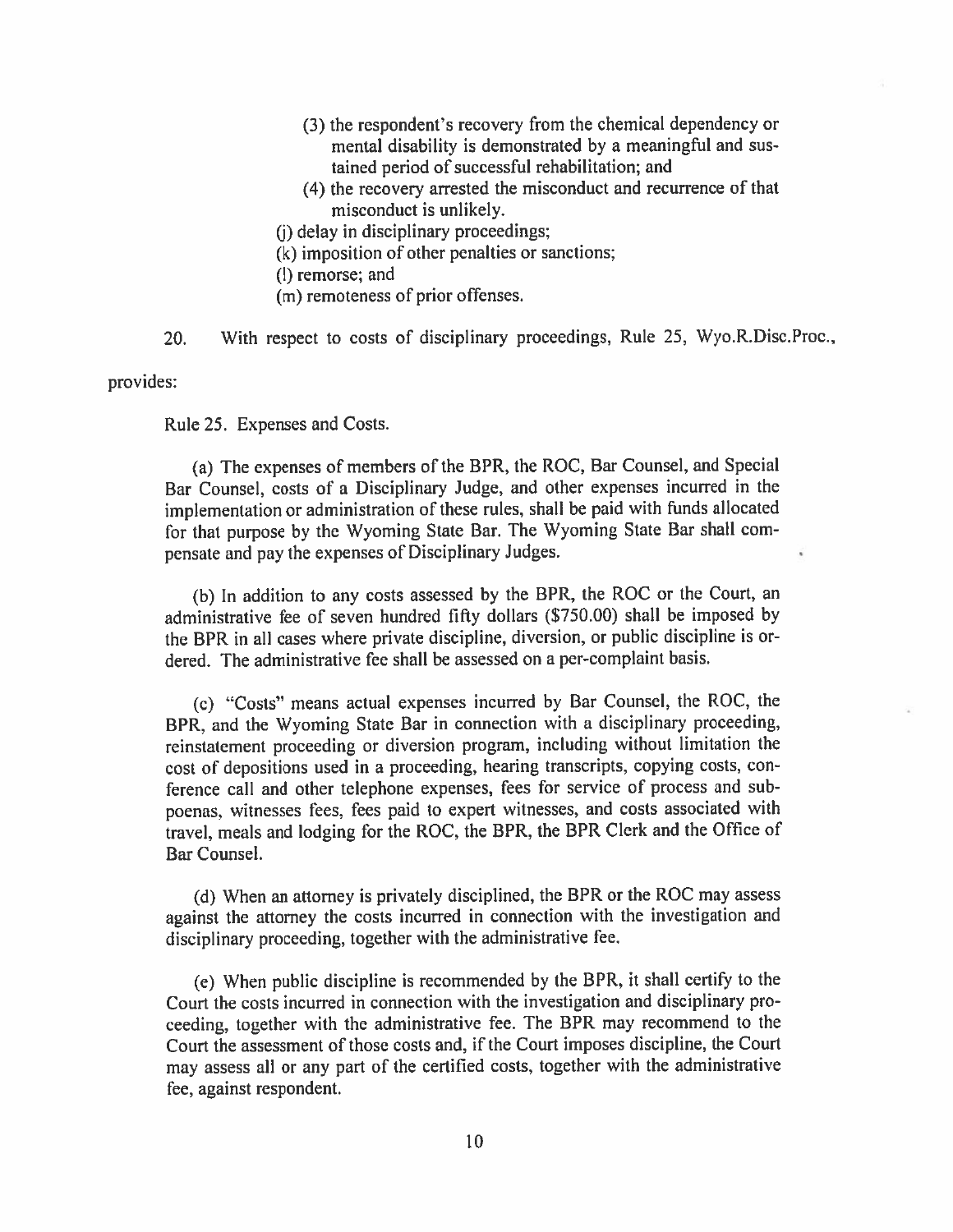(3) the respondent's recovery from the chemical dependency or mental disability is demonstrated by a meaningful and sustained period of successful rehabilitation; and

(4) the recovery arrested the misconduct and recurrence of that misconduct is unlikely.

(j) delay in disciplinary proceedings;

(k) imposition of other penalties or sanctions;

(l) remorse; and

(m) remoteness of prior offenses.

20. With respect to costs of disciplinary proceedings, Rule 25, Wyo.R.Disc.Proc., provides:

Rule 25. Expenses and Costs.

(a) The expenses of members of the BPR, the ROC, Bar Counsel, and Special Bar Counsel, costs of a Disciplinary Judge, and other expenses incurred in the implementation or administration of these rules, shall be paid with funds allocated for that purpose by the Wyoming State Bar. The Wyoming State Bar shall compensate and pay the expenses of Disciplinary Judges.

(b) In addition to any costs assessed by the BPR, the ROC or the Court, an administrative fee of seven hundred fifty dollars ($750.00) shall be imposed by the BPR in all cases where private discipline, diversion, or public discipline is ordered. The administrative fee shall be assessed on a per-complaint basis.

(c) "Costs" means actual expenses incurred by Bar Counsel, the ROC, the BPR, and the Wyoming State Bar in connection with a disciplinary proceeding, reinstatement proceeding or diversion program, including without limitation the cost of depositions used in a proceeding, hearing transcripts, copying costs, conference call and other telephone expenses, fees for service of process and subpoenas, witnesses fees, fees paid to expert witnesses, and costs associated with travel, meals and lodging for the ROC, the BPR, the BPR Clerk and the Office of Bar Counsel.

(d) When an attorney is privately disciplined, the BPR or the ROC may assess against the attorney the costs incurred in connection with the investigation and disciplinary proceeding, together with the administrative fee.

(e) When public discipline is recommended by the BPR, it shall certify to the Court the costs incurred in connection with the investigation and disciplinary proceeding, together with the administrative fee. The BPR may recommend to the Court the assessment of those costs and, if the Court imposes discipline, the Court may assess all or any part of the certified costs, together with the administrative fee, against respondent.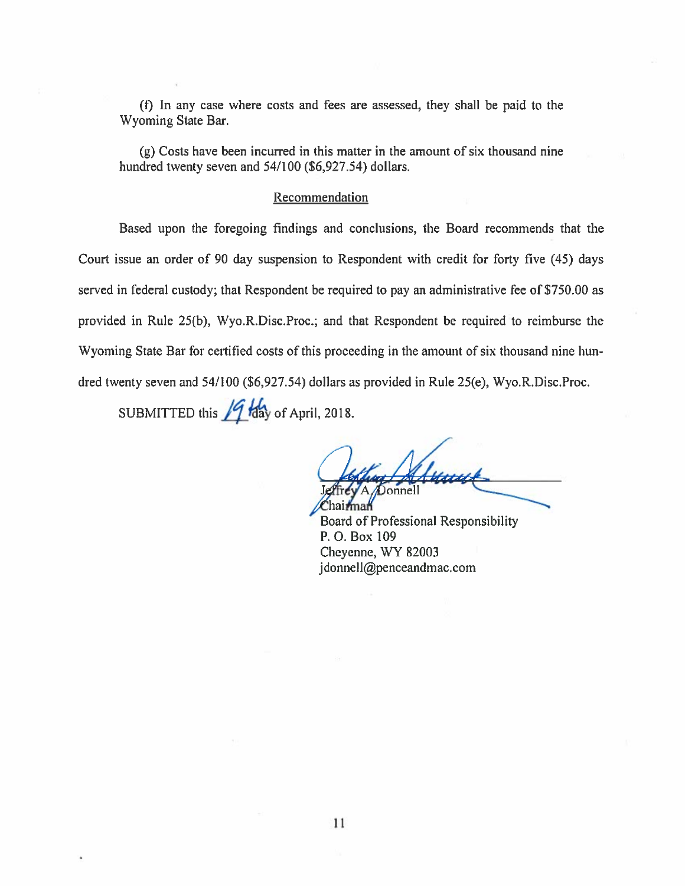(f) In any case where costs and fees are assessed, they shall be paid to the Wyoming State Bar.

(g) Costs have been incurred in this matter in the amount of six thousand nine hundred twenty seven and 54/100 ($6,927.54) dollars.

## Recommendation

Based upon the foregoing findings and conclusions, the Board recommends that the Court issue an order of 90 day suspension to Respondent with credit for forty five (45) days served in federal custody; that Respondent be required to pay an administrative fee of $750.00 as provided in Rule 25(b), Wyo.R.Disc.Proc.; and that Respondent be required to reimburse the Wyoming State Bar for certified costs of this proceeding in the amount of six thousand nine hundred twenty seven and 54/100 ($6,927.54) dollars as provided in Rule 25(e), Wyo.R.Disc.Proc.

SUBMITTED this 19th day of April, 2018.

Jeffrey A. Donnell
Chairman
Board of Professional Responsibility
P. O. Box 109
Cheyenne, WY 82003
jdonnell@penceandmac.com